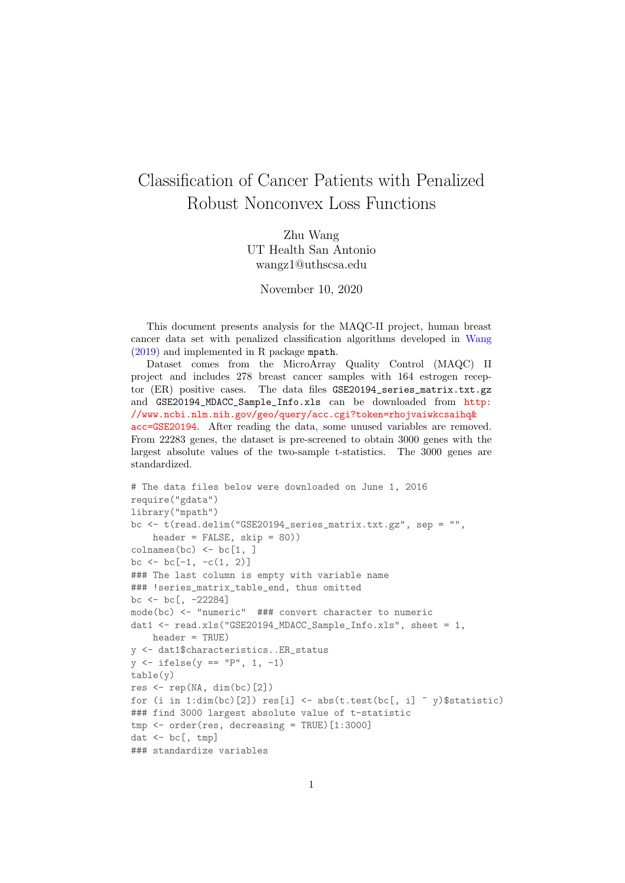# Classification of Cancer Patients with Penalized Robust Nonconvex Loss Functions

Zhu Wang
UT Health San Antonio
wangz1@uthscsa.edu

November 10, 2020

This document presents analysis for the MAQC-II project, human breast cancer data set with penalized classification algorithms developed in Wang (2019) and implemented in R package `mpath`.

Dataset comes from the MicroArray Quality Control (MAQC) II project and includes 278 breast cancer samples with 164 estrogen receptor (ER) positive cases. The data files `GSE20194_series_matrix.txt.gz` and `GSE20194_MDACC_Sample_Info.xls` can be downloaded from http://www.ncbi.nlm.nih.gov/geo/query/acc.cgi?token=rhojvaiwkcsaihq&acc=GSE20194. After reading the data, some unused variables are removed. From 22283 genes, the dataset is pre-screened to obtain 3000 genes with the largest absolute values of the two-sample t-statistics. The 3000 genes are standardized.

```
# The data files below were downloaded on June 1, 2016
require("gdata")
library("mpath")
bc <- t(read.delim("GSE20194_series_matrix.txt.gz", sep = "",
    header = FALSE, skip = 80))
colnames(bc) <- bc[1, ]
bc <- bc[-1, -c(1, 2)]
### The last column is empty with variable name
### !series_matrix_table_end, thus omitted
bc <- bc[, -22284]
mode(bc) <- "numeric"  ### convert character to numeric
dat1 <- read.xls("GSE20194_MDACC_Sample_Info.xls", sheet = 1,
    header = TRUE)
y <- dat1$characteristics..ER_status
y <- ifelse(y == "P", 1, -1)
table(y)
res <- rep(NA, dim(bc)[2])
for (i in 1:dim(bc)[2]) res[i] <- abs(t.test(bc[, i] ~ y)$statistic)
### find 3000 largest absolute value of t-statistic
tmp <- order(res, decreasing = TRUE)[1:3000]
dat <- bc[, tmp]
### standardize variables
```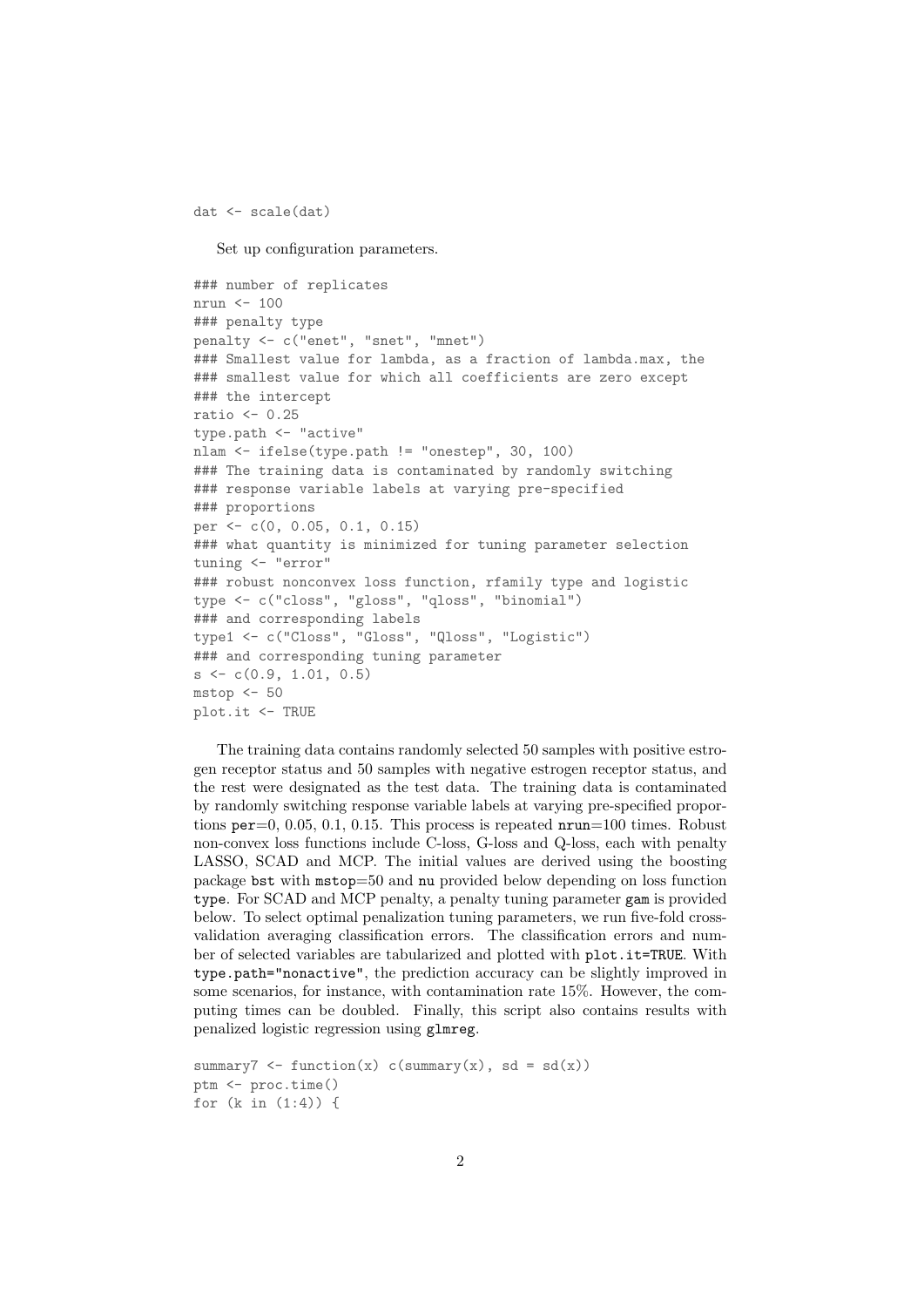```
dat <- scale(dat)
```

Set up configuration parameters.

```
### number of replicates
nrun <- 100
### penalty type
penalty <- c("enet", "snet", "mnet")
### Smallest value for lambda, as a fraction of lambda.max, the
### smallest value for which all coefficients are zero except
### the intercept
ratio <- 0.25
type.path <- "active"
nlam <- ifelse(type.path != "onestep", 30, 100)
### The training data is contaminated by randomly switching
### response variable labels at varying pre-specified
### proportions
per <- c(0, 0.05, 0.1, 0.15)
### what quantity is minimized for tuning parameter selection
tuning <- "error"
### robust nonconvex loss function, rfamily type and logistic
type <- c("closs", "gloss", "qloss", "binomial")
### and corresponding labels
type1 <- c("Closs", "Gloss", "Qloss", "Logistic")
### and corresponding tuning parameter
s <- c(0.9, 1.01, 0.5)
mstop <- 50
plot.it <- TRUE
```

The training data contains randomly selected 50 samples with positive estrogen receptor status and 50 samples with negative estrogen receptor status, and the rest were designated as the test data. The training data is contaminated by randomly switching response variable labels at varying pre-specified proportions `per`=0, 0.05, 0.1, 0.15. This process is repeated `nrun`=100 times. Robust non-convex loss functions include C-loss, G-loss and Q-loss, each with penalty LASSO, SCAD and MCP. The initial values are derived using the boosting package `bst` with `mstop`=50 and `nu` provided below depending on loss function `type`. For SCAD and MCP penalty, a penalty tuning parameter `gam` is provided below. To select optimal penalization tuning parameters, we run five-fold cross-validation averaging classification errors. The classification errors and number of selected variables are tabularized and plotted with `plot.it=TRUE`. With `type.path="nonactive"`, the prediction accuracy can be slightly improved in some scenarios, for instance, with contamination rate 15%. However, the computing times can be doubled. Finally, this script also contains results with penalized logistic regression using `glmreg`.

```
summary7 <- function(x) c(summary(x), sd = sd(x))
ptm <- proc.time()
for (k in (1:4)) {
```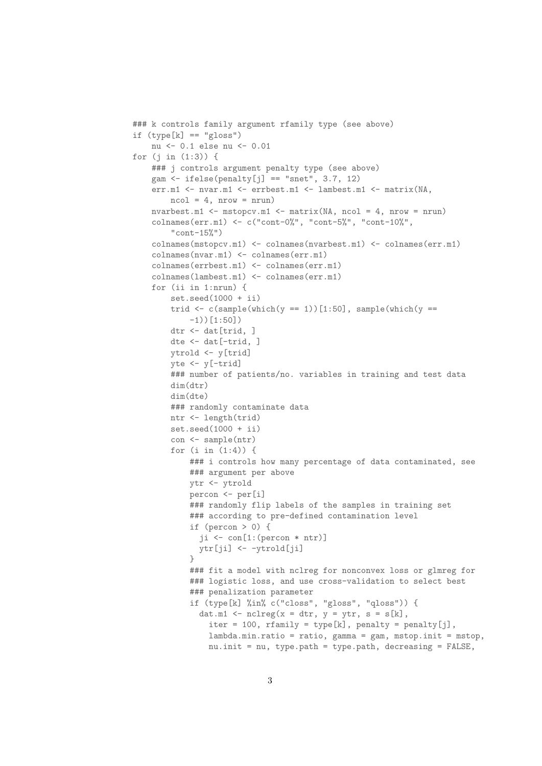```
### k controls family argument rfamily type (see above)
if (type[k] == "gloss")
    nu <- 0.1 else nu <- 0.01
for (j in (1:3)) {
    ### j controls argument penalty type (see above)
    gam <- ifelse(penalty[j] == "snet", 3.7, 12)
    err.m1 <- nvar.m1 <- errbest.m1 <- lambest.m1 <- matrix(NA,
        ncol = 4, nrow = nrun)
    nvarbest.m1 <- mstopcv.m1 <- matrix(NA, ncol = 4, nrow = nrun)
    colnames(err.m1) <- c("cont-0%", "cont-5%", "cont-10%",
        "cont-15%")
    colnames(mstopcv.m1) <- colnames(nvarbest.m1) <- colnames(err.m1)
    colnames(nvar.m1) <- colnames(err.m1)
    colnames(errbest.m1) <- colnames(err.m1)
    colnames(lambest.m1) <- colnames(err.m1)
    for (ii in 1:nrun) {
        set.seed(1000 + ii)
        trid <- c(sample(which(y == 1))[1:50], sample(which(y ==
            -1))[1:50])
        dtr <- dat[trid, ]
        dte <- dat[-trid, ]
        ytrold <- y[trid]
        yte <- y[-trid]
        ### number of patients/no. variables in training and test data
        dim(dtr)
        dim(dte)
        ### randomly contaminate data
        ntr <- length(trid)
        set.seed(1000 + ii)
        con <- sample(ntr)
        for (i in (1:4)) {
            ### i controls how many percentage of data contaminated, see
            ### argument per above
            ytr <- ytrold
            percon <- per[i]
            ### randomly flip labels of the samples in training set
            ### according to pre-defined contamination level
            if (percon > 0) {
              ji <- con[1:(percon * ntr)]
              ytr[ji] <- -ytrold[ji]
            }
            ### fit a model with nclreg for nonconvex loss or glmreg for
            ### logistic loss, and use cross-validation to select best
            ### penalization parameter
            if (type[k] %in% c("closs", "gloss", "qloss")) {
              dat.m1 <- nclreg(x = dtr, y = ytr, s = s[k],
                iter = 100, rfamily = type[k], penalty = penalty[j],
                lambda.min.ratio = ratio, gamma = gam, mstop.init = mstop,
                nu.init = nu, type.path = type.path, decreasing = FALSE,
```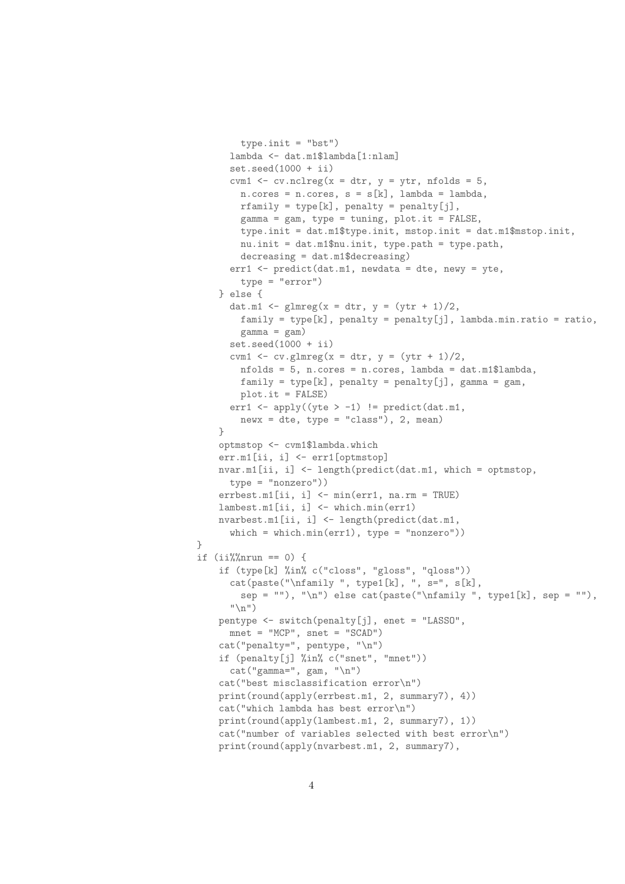```
        type.init = "bst")
      lambda <- dat.m1$lambda[1:nlam]
      set.seed(1000 + ii)
      cvm1 <- cv.nclreg(x = dtr, y = ytr, nfolds = 5,
        n.cores = n.cores, s = s[k], lambda = lambda,
        rfamily = type[k], penalty = penalty[j],
        gamma = gam, type = tuning, plot.it = FALSE,
        type.init = dat.m1$type.init, mstop.init = dat.m1$mstop.init,
        nu.init = dat.m1$nu.init, type.path = type.path,
        decreasing = dat.m1$decreasing)
      err1 <- predict(dat.m1, newdata = dte, newy = yte,
        type = "error")
    } else {
      dat.m1 <- glmreg(x = dtr, y = (ytr + 1)/2,
        family = type[k], penalty = penalty[j], lambda.min.ratio = ratio,
        gamma = gam)
      set.seed(1000 + ii)
      cvm1 <- cv.glmreg(x = dtr, y = (ytr + 1)/2,
        nfolds = 5, n.cores = n.cores, lambda = dat.m1$lambda,
        family = type[k], penalty = penalty[j], gamma = gam,
        plot.it = FALSE)
      err1 <- apply((yte > -1) != predict(dat.m1,
        newx = dte, type = "class"), 2, mean)
    }
    optmstop <- cvm1$lambda.which
    err.m1[ii, i] <- err1[optmstop]
    nvar.m1[ii, i] <- length(predict(dat.m1, which = optmstop,
      type = "nonzero"))
    errbest.m1[ii, i] <- min(err1, na.rm = TRUE)
    lambest.m1[ii, i] <- which.min(err1)
    nvarbest.m1[ii, i] <- length(predict(dat.m1,
      which = which.min(err1), type = "nonzero"))
}
if (ii%%nrun == 0) {
    if (type[k] %in% c("closs", "gloss", "qloss"))
      cat(paste("\nfamily ", type1[k], ", s=", s[k],
        sep = ""), "\n") else cat(paste("\nfamily ", type1[k], sep = ""),
      "\n")
    pentype <- switch(penalty[j], enet = "LASSO",
      mnet = "MCP", snet = "SCAD")
    cat("penalty=", pentype, "\n")
    if (penalty[j] %in% c("snet", "mnet"))
      cat("gamma=", gam, "\n")
    cat("best misclassification error\n")
    print(round(apply(errbest.m1, 2, summary7), 4))
    cat("which lambda has best error\n")
    print(round(apply(lambest.m1, 2, summary7), 1))
    cat("number of variables selected with best error\n")
    print(round(apply(nvarbest.m1, 2, summary7),
```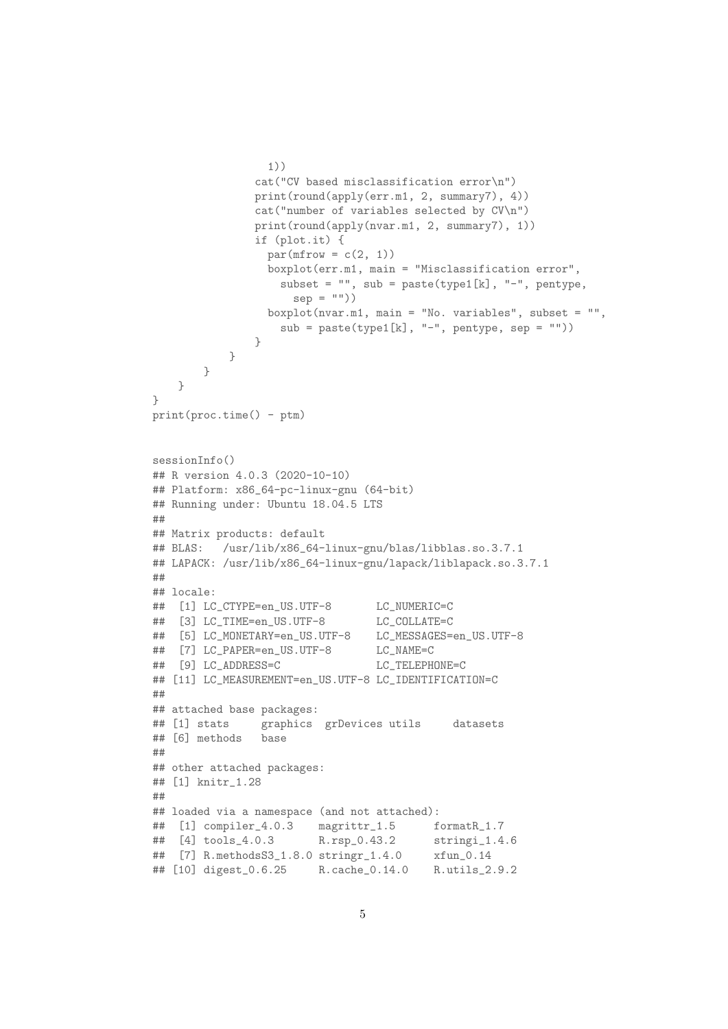```
                1))
              cat("CV based misclassification error\n")
              print(round(apply(err.m1, 2, summary7), 4))
              cat("number of variables selected by CV\n")
              print(round(apply(nvar.m1, 2, summary7), 1))
              if (plot.it) {
                par(mfrow = c(2, 1))
                boxplot(err.m1, main = "Misclassification error",
                  subset = "", sub = paste(type1[k], "-", pentype,
                    sep = ""))
                boxplot(nvar.m1, main = "No. variables", subset = "",
                  sub = paste(type1[k], "-", pentype, sep = ""))
              }
          }
      }
  }
}
print(proc.time() - ptm)
```

```
sessionInfo()
## R version 4.0.3 (2020-10-10)
## Platform: x86_64-pc-linux-gnu (64-bit)
## Running under: Ubuntu 18.04.5 LTS
##
## Matrix products: default
## BLAS:   /usr/lib/x86_64-linux-gnu/blas/libblas.so.3.7.1
## LAPACK: /usr/lib/x86_64-linux-gnu/lapack/liblapack.so.3.7.1
##
## locale:
##  [1] LC_CTYPE=en_US.UTF-8       LC_NUMERIC=C
##  [3] LC_TIME=en_US.UTF-8        LC_COLLATE=C
##  [5] LC_MONETARY=en_US.UTF-8    LC_MESSAGES=en_US.UTF-8
##  [7] LC_PAPER=en_US.UTF-8       LC_NAME=C
##  [9] LC_ADDRESS=C               LC_TELEPHONE=C
## [11] LC_MEASUREMENT=en_US.UTF-8 LC_IDENTIFICATION=C
##
## attached base packages:
## [1] stats     graphics  grDevices utils     datasets
## [6] methods   base
##
## other attached packages:
## [1] knitr_1.28
##
## loaded via a namespace (and not attached):
##  [1] compiler_4.0.3    magrittr_1.5      formatR_1.7
##  [4] tools_4.0.3       R.rsp_0.43.2      stringi_1.4.6
##  [7] R.methodsS3_1.8.0 stringr_1.4.0     xfun_0.14
## [10] digest_0.6.25     R.cache_0.14.0    R.utils_2.9.2
```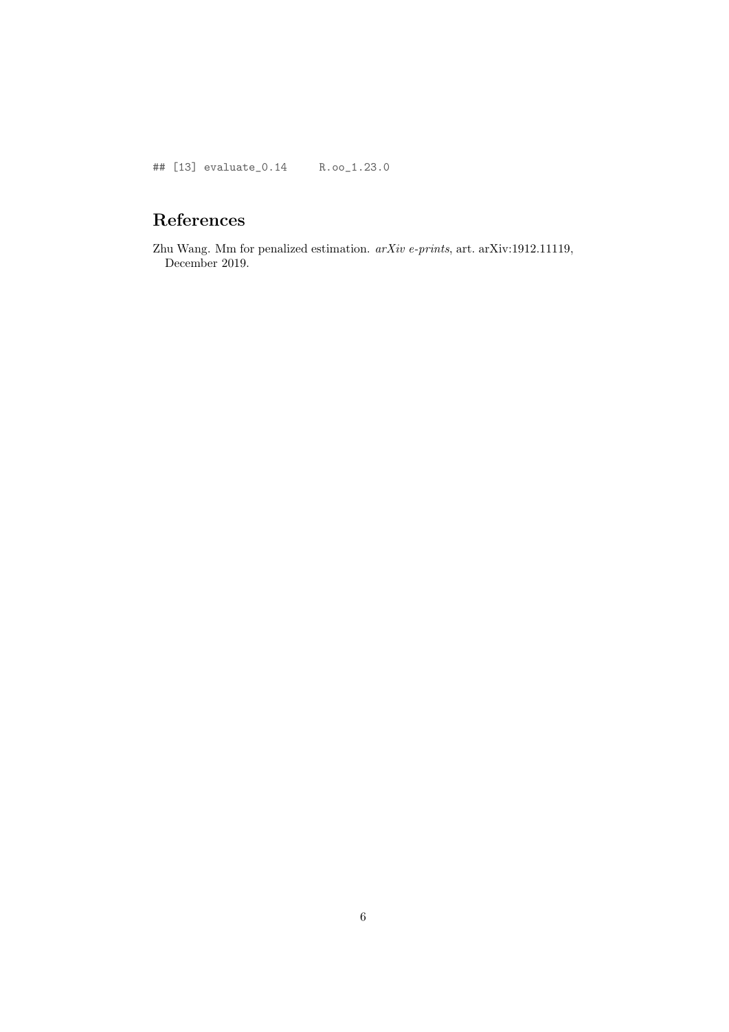```
## [13] evaluate_0.14     R.oo_1.23.0
```

# References

Zhu Wang. Mm for penalized estimation. *arXiv e-prints*, art. arXiv:1912.11119, December 2019.